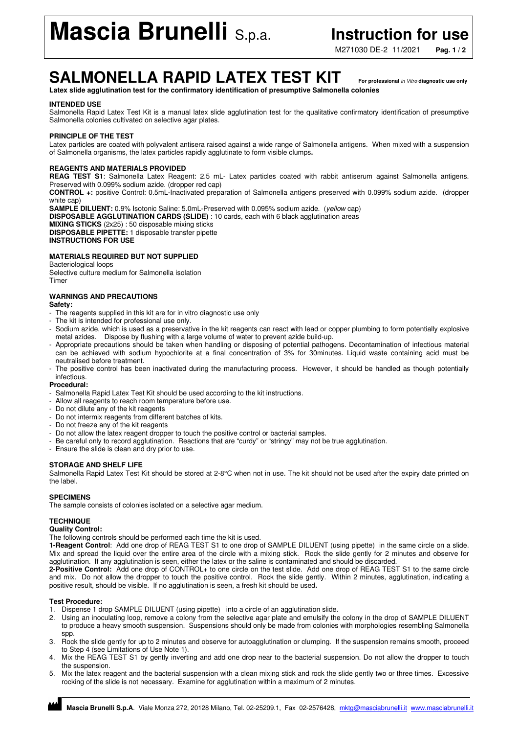# Mascia Brunelli S.p.a.

# Instruction for use

M271030 DE-2 11/2021

# SALMONELLA RAPID LATEX TEST KIT

**For professional *in Vitro* diagnostic use only**

**Latex slide agglutination test for the confirmatory identification of presumptive Salmonella colonies**

### INTENDED USE

Salmonella Rapid Latex Test Kit is a manual latex slide agglutination test for the qualitative confirmatory identification of presumptive Salmonella colonies cultivated on selective agar plates.

### PRINCIPLE OF THE TEST

Latex particles are coated with polyvalent antisera raised against a wide range of Salmonella antigens. When mixed with a suspension of Salmonella organisms, the latex particles rapidly agglutinate to form visible clumps**.**

### REAGENTS AND MATERIALS PROVIDED

**REAG TEST S1**: Salmonella Latex Reagent: 2.5 mL- Latex particles coated with rabbit antiserum against Salmonella antigens. Preserved with 0.099% sodium azide. (dropper red cap)

**CONTROL +:** positive Control: 0.5mL-Inactivated preparation of Salmonella antigens preserved with 0.099% sodium azide. (dropper white cap)

**SAMPLE DILUENT:** 0.9% Isotonic Saline: 5.0mL-Preserved with 0.095% sodium azide. (*yellow* cap)

**DISPOSABLE AGGLUTINATION CARDS (SLIDE)** : 10 cards, each with 6 black agglutination areas

**MIXING STICKS** (2x25) : 50 disposable mixing sticks

**DISPOSABLE PIPETTE:** 1 disposable transfer pipette

**INSTRUCTIONS FOR USE**

### MATERIALS REQUIRED BUT NOT SUPPLIED

Bacteriological loops
Selective culture medium for Salmonella isolation
Timer

### WARNINGS AND PRECAUTIONS

**Safety:**

- The reagents supplied in this kit are for in vitro diagnostic use only
- The kit is intended for professional use only.
- Sodium azide, which is used as a preservative in the kit reagents can react with lead or copper plumbing to form potentially explosive metal azides. Dispose by flushing with a large volume of water to prevent azide build-up.
- Appropriate precautions should be taken when handling or disposing of potential pathogens. Decontamination of infectious material can be achieved with sodium hypochlorite at a final concentration of 3% for 30minutes. Liquid waste containing acid must be neutralised before treatment.
- The positive control has been inactivated during the manufacturing process. However, it should be handled as though potentially infectious.

**Procedural:**

- Salmonella Rapid Latex Test Kit should be used according to the kit instructions.
- Allow all reagents to reach room temperature before use.
- Do not dilute any of the kit reagents
- Do not intermix reagents from different batches of kits.
- Do not freeze any of the kit reagents
- Do not allow the latex reagent dropper to touch the positive control or bacterial samples.
- Be careful only to record agglutination. Reactions that are "curdy" or "stringy" may not be true agglutination.
- Ensure the slide is clean and dry prior to use.

### STORAGE AND SHELF LIFE

Salmonella Rapid Latex Test Kit should be stored at 2-8°C when not in use. The kit should not be used after the expiry date printed on the label.

### SPECIMENS

The sample consists of colonies isolated on a selective agar medium.

### TECHNIQUE

**Quality Control:**

The following controls should be performed each time the kit is used.

**1-Reagent Control**: Add one drop of REAG TEST S1 to one drop of SAMPLE DILUENT (using pipette) in the same circle on a slide. Mix and spread the liquid over the entire area of the circle with a mixing stick. Rock the slide gently for 2 minutes and observe for agglutination. If any agglutination is seen, either the latex or the saline is contaminated and should be discarded.

**2-Positive Control:** Add one drop of CONTROL+ to one circle on the test slide. Add one drop of REAG TEST S1 to the same circle and mix. Do not allow the dropper to touch the positive control. Rock the slide gently. Within 2 minutes, agglutination, indicating a positive result, should be visible. If no agglutination is seen, a fresh kit should be used**.**

**Test Procedure:**

1. Dispense 1 drop SAMPLE DILUENT (using pipette) into a circle of an agglutination slide.
2. Using an inoculating loop, remove a colony from the selective agar plate and emulsify the colony in the drop of SAMPLE DILUENT to produce a heavy smooth suspension. Suspensions should only be made from colonies with morphologies resembling Salmonella spp.
3. Rock the slide gently for up to 2 minutes and observe for autoagglutination or clumping. If the suspension remains smooth, proceed to Step 4 (see Limitations of Use Note 1).
4. Mix the REAG TEST S1 by gently inverting and add one drop near to the bacterial suspension. Do not allow the dropper to touch the suspension.
5. Mix the latex reagent and the bacterial suspension with a clean mixing stick and rock the slide gently two or three times. Excessive rocking of the slide is not necessary. Examine for agglutination within a maximum of 2 minutes.

**Mascia Brunelli S.p.A**. Viale Monza 272, 20128 Milano, Tel. 02-25209.1, Fax 02-2576428, mktg@masciabrunelli.it www.masciabrunelli.it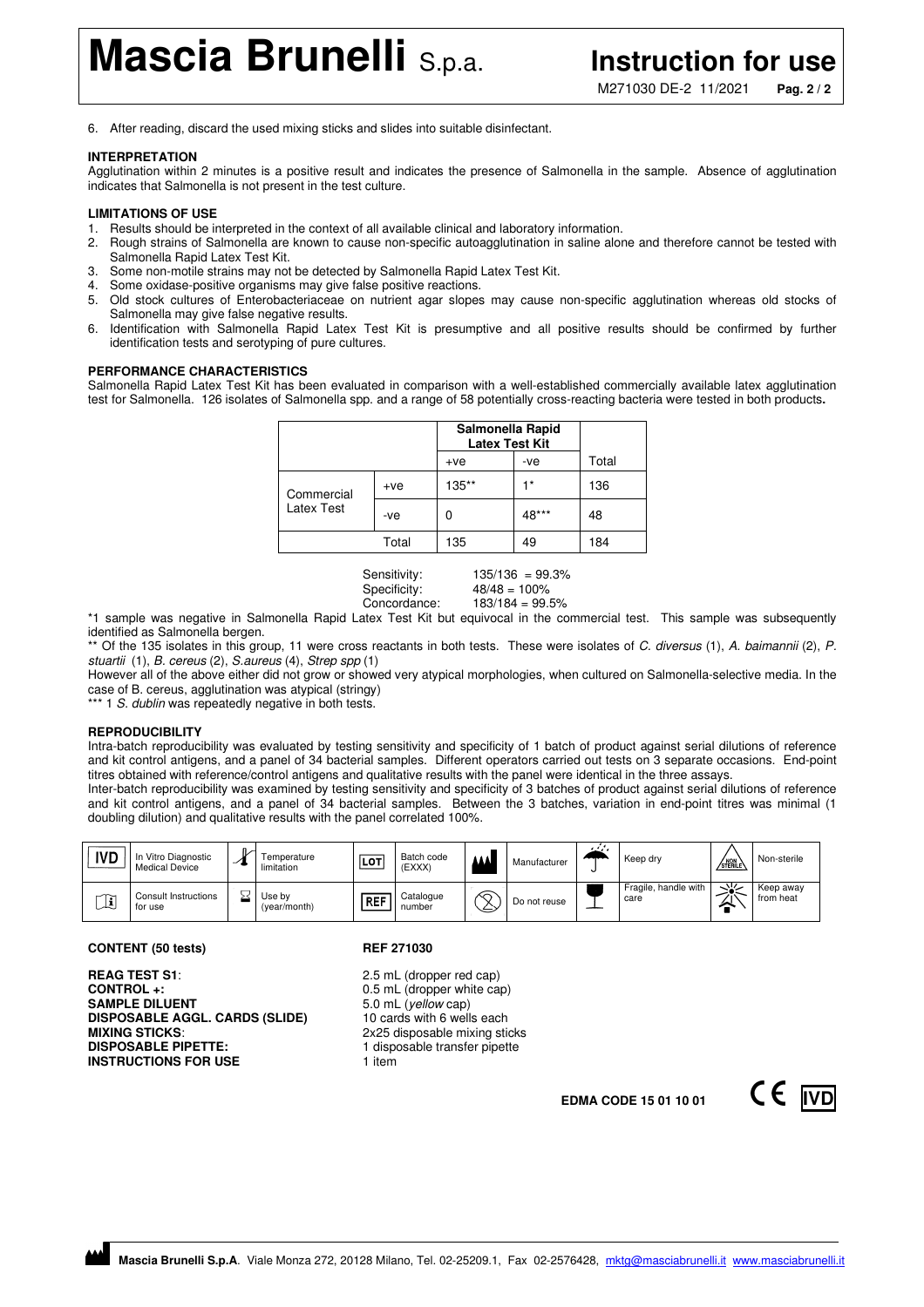6. After reading, discard the used mixing sticks and slides into suitable disinfectant.

**INTERPRETATION**

Agglutination within 2 minutes is a positive result and indicates the presence of Salmonella in the sample. Absence of agglutination indicates that Salmonella is not present in the test culture.

**LIMITATIONS OF USE**

1. Results should be interpreted in the context of all available clinical and laboratory information.
2. Rough strains of Salmonella are known to cause non-specific autoagglutination in saline alone and therefore cannot be tested with Salmonella Rapid Latex Test Kit.
3. Some non-motile strains may not be detected by Salmonella Rapid Latex Test Kit.
4. Some oxidase-positive organisms may give false positive reactions.
5. Old stock cultures of Enterobacteriaceae on nutrient agar slopes may cause non-specific agglutination whereas old stocks of Salmonella may give false negative results.
6. Identification with Salmonella Rapid Latex Test Kit is presumptive and all positive results should be confirmed by further identification tests and serotyping of pure cultures.

**PERFORMANCE CHARACTERISTICS**

Salmonella Rapid Latex Test Kit has been evaluated in comparison with a well-established commercially available latex agglutination test for Salmonella. 126 isolates of Salmonella spp. and a range of 58 potentially cross-reacting bacteria were tested in both products**.**

| | | Salmonella Rapid Latex Test Kit | | |
|---|---|---|---|---|
| | | +ve | -ve | Total |
| Commercial Latex Test | +ve | 135** | 1* | 136 |
| | -ve | 0 | 48*** | 48 |
| Total | | 135 | 49 | 184 |

Sensitivity: 135/136 = 99.3%
Specificity: 48/48 = 100%
Concordance: 183/184 = 99.5%

*1 sample was negative in Salmonella Rapid Latex Test Kit but equivocal in the commercial test. This sample was subsequently identified as Salmonella bergen.

** Of the 135 isolates in this group, 11 were cross reactants in both tests. These were isolates of *C. diversus* (1), *A. baimannii* (2), *P. stuartii* (1), *B. cereus* (2), *S.aureus* (4), *Strep spp* (1)

However all of the above either did not grow or showed very atypical morphologies, when cultured on Salmonella-selective media. In the case of B. cereus, agglutination was atypical (stringy)

*** 1 *S. dublin* was repeatedly negative in both tests.

**REPRODUCIBILITY**

Intra-batch reproducibility was evaluated by testing sensitivity and specificity of 1 batch of product against serial dilutions of reference and kit control antigens, and a panel of 34 bacterial samples. Different operators carried out tests on 3 separate occasions. End-point titres obtained with reference/control antigens and qualitative results with the panel were identical in the three assays.

Inter-batch reproducibility was examined by testing sensitivity and specificity of 3 batches of product against serial dilutions of reference and kit control antigens, and a panel of 34 bacterial samples. Between the 3 batches, variation in end-point titres was minimal (1 doubling dilution) and qualitative results with the panel correlated 100%.

| | | | | | | | | | |
|---|---|---|---|---|---|---|---|---|---|
| IVD | In Vitro Diagnostic Medical Device | | Temperature limitation | LOT | Batch code (EXXX) | | Manufacturer | | Keep dry | NON STERILE | Non-sterile |
| | Consult Instructions for use | | Use by (year/month) | REF | Catalogue number | | Do not reuse | | Fragile, handle with care | | Keep away from heat |

**CONTENT (50 tests)** — **REF 271030**

**REAG TEST S1**: 2.5 mL (dropper red cap)
**CONTROL +:** 0.5 mL (dropper white cap)
**SAMPLE DILUENT** 5.0 mL (*yellow* cap)
**DISPOSABLE AGGL. CARDS (SLIDE)** 10 cards with 6 wells each
**MIXING STICKS**: 2x25 disposable mixing sticks
**DISPOSABLE PIPETTE:** 1 disposable transfer pipette
**INSTRUCTIONS FOR USE** 1 item

**EDMA CODE 15 01 10 01** CE IVD

**Mascia Brunelli S.p.A**. Viale Monza 272, 20128 Milano, Tel. 02-25209.1, Fax 02-2576428, mktg@masciabrunelli.it www.masciabrunelli.it